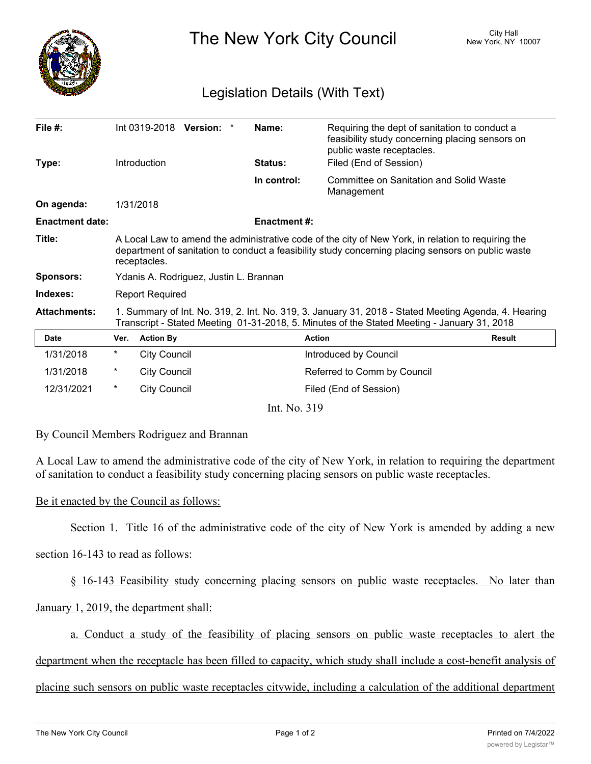# The New York City Council

City Hall
New York, NY 10007

## Legislation Details (With Text)

| | | | |
|---|---|---|---|
| **File #:** | Int 0319-2018 **Version:** * | **Name:** | Requiring the dept of sanitation to conduct a feasibility study concerning placing sensors on public waste receptacles. |
| **Type:** | Introduction | **Status:** | Filed (End of Session) |
| | | **In control:** | Committee on Sanitation and Solid Waste Management |
| **On agenda:** | 1/31/2018 | | |
| **Enactment date:** | | **Enactment #:** | |
| **Title:** | A Local Law to amend the administrative code of the city of New York, in relation to requiring the department of sanitation to conduct a feasibility study concerning placing sensors on public waste receptacles. | | |
| **Sponsors:** | Ydanis A. Rodriguez, Justin L. Brannan | | |
| **Indexes:** | Report Required | | |
| **Attachments:** | 1. Summary of Int. No. 319, 2. Int. No. 319, 3. January 31, 2018 - Stated Meeting Agenda, 4. Hearing Transcript - Stated Meeting 01-31-2018, 5. Minutes of the Stated Meeting - January 31, 2018 | | |

| Date | Ver. | Action By | Action | Result |
|---|---|---|---|---|
| 1/31/2018 | * | City Council | Introduced by Council | |
| 1/31/2018 | * | City Council | Referred to Comm by Council | |
| 12/31/2021 | * | City Council | Filed (End of Session) | |

Int. No. 319

By Council Members Rodriguez and Brannan

A Local Law to amend the administrative code of the city of New York, in relation to requiring the department of sanitation to conduct a feasibility study concerning placing sensors on public waste receptacles.

Be it enacted by the Council as follows:

Section 1. Title 16 of the administrative code of the city of New York is amended by adding a new section 16-143 to read as follows:

§ 16-143 Feasibility study concerning placing sensors on public waste receptacles. No later than January 1, 2019, the department shall:

a. Conduct a study of the feasibility of placing sensors on public waste receptacles to alert the department when the receptacle has been filled to capacity, which study shall include a cost-benefit analysis of placing such sensors on public waste receptacles citywide, including a calculation of the additional department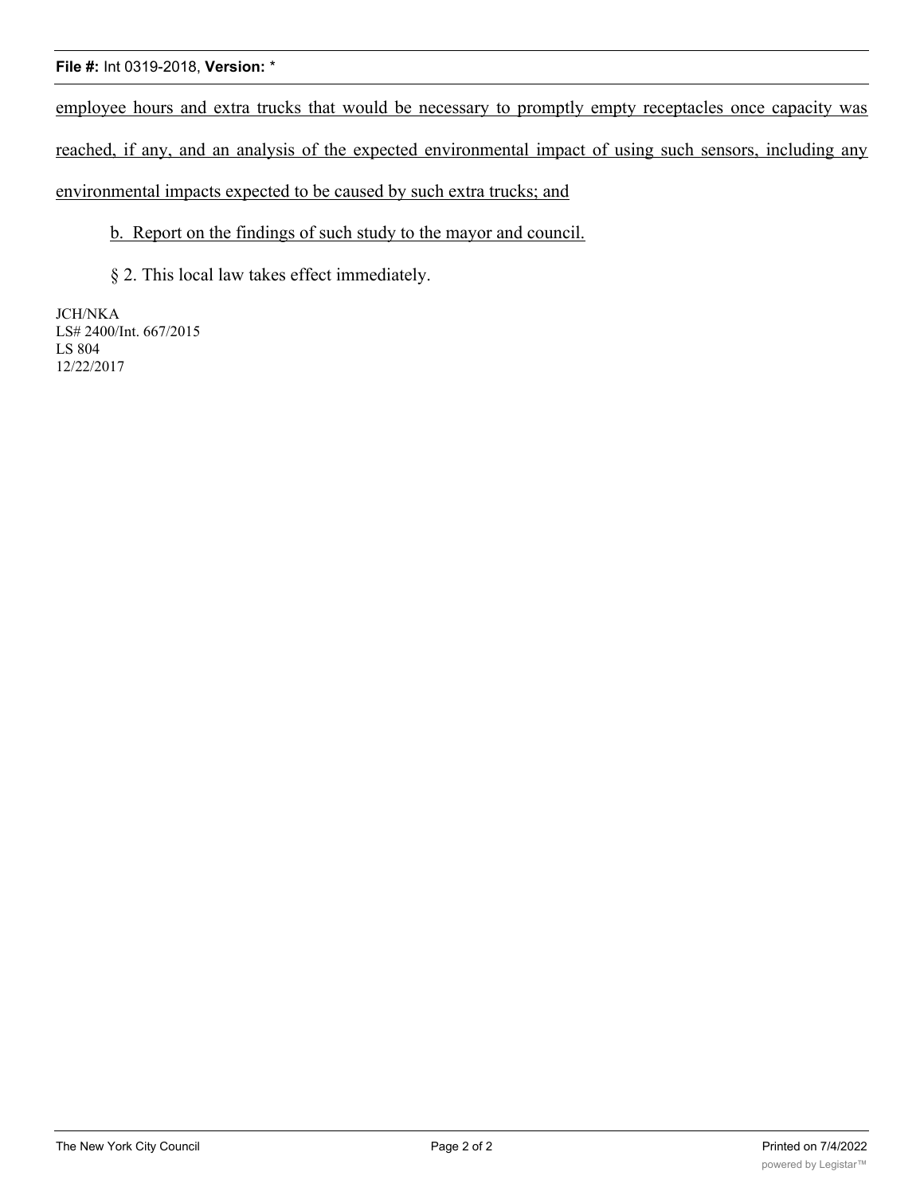employee hours and extra trucks that would be necessary to promptly empty receptacles once capacity was reached, if any, and an analysis of the expected environmental impact of using such sensors, including any environmental impacts expected to be caused by such extra trucks; and

b. Report on the findings of such study to the mayor and council.

§ 2. This local law takes effect immediately.

JCH/NKA
LS# 2400/Int. 667/2015
LS 804
12/22/2017